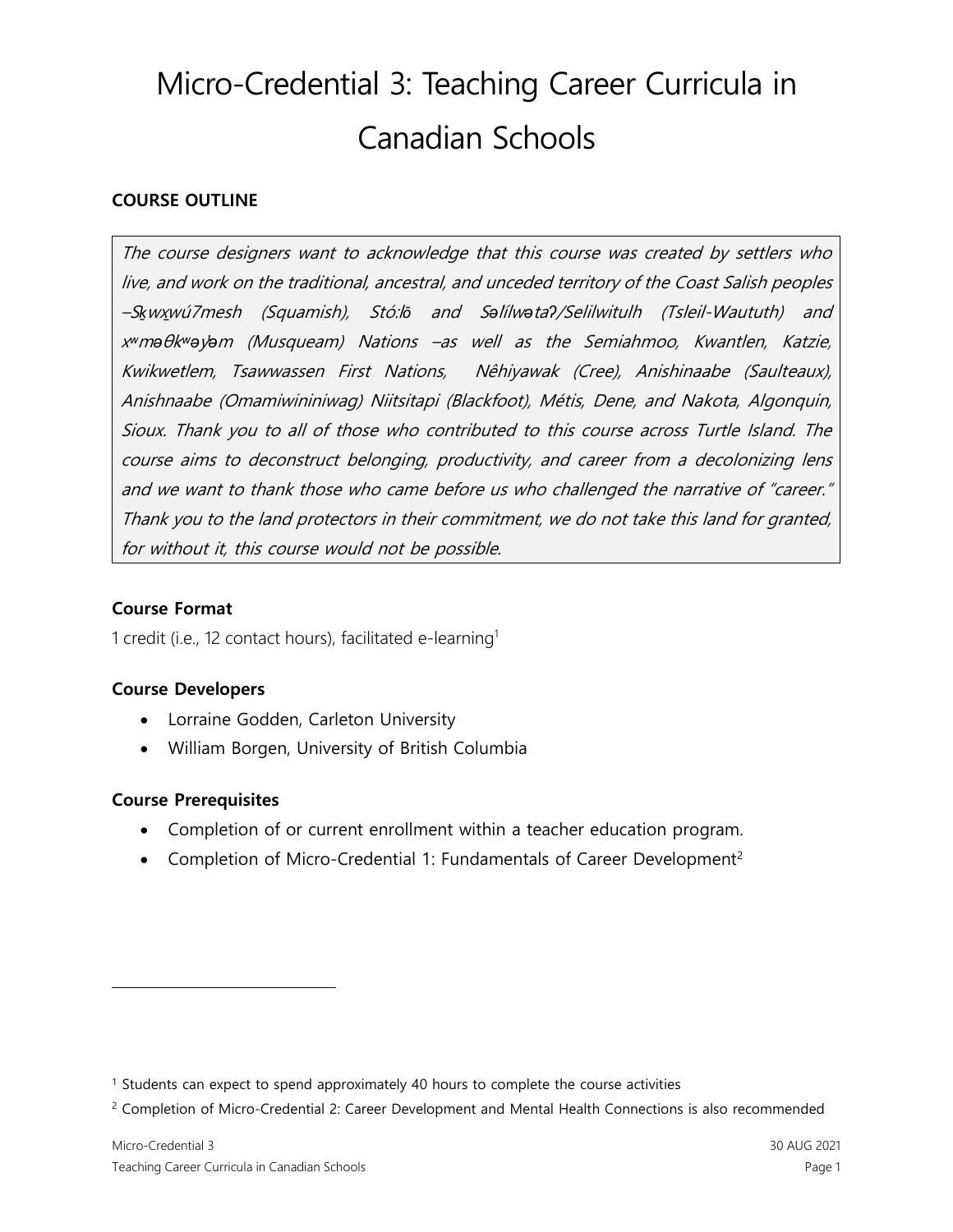# Micro-Credential 3: Teaching Career Curricula in Canadian Schools

**COURSE OUTLINE**

*The course designers want to acknowledge that this course was created by settlers who live, and work on the traditional, ancestral, and unceded territory of the Coast Salish peoples –Sḵwx̱wú7mesh (Squamish), Stó:lō and Səl̓ílwətaʔ/Selilwitulh (Tsleil-Waututh) and xʷməθkʷəy̓əm (Musqueam) Nations –as well as the Semiahmoo, Kwantlen, Katzie, Kwikwetlem, Tsawwassen First Nations, Nêhiyawak (Cree), Anishinaabe (Saulteaux), Anishnaabe (Omamiwininiwag) Niitsitapi (Blackfoot), Métis, Dene, and Nakota, Algonquin, Sioux. Thank you to all of those who contributed to this course across Turtle Island. The course aims to deconstruct belonging, productivity, and career from a decolonizing lens and we want to thank those who came before us who challenged the narrative of "career." Thank you to the land protectors in their commitment, we do not take this land for granted, for without it, this course would not be possible.*

### Course Format

1 credit (i.e., 12 contact hours), facilitated e-learning[1]

### Course Developers

- Lorraine Godden, Carleton University
- William Borgen, University of British Columbia

### Course Prerequisites

- Completion of or current enrollment within a teacher education program.
- Completion of Micro-Credential 1: Fundamentals of Career Development[2]

---

[1] Students can expect to spend approximately 40 hours to complete the course activities

[2] Completion of Micro-Credential 2: Career Development and Mental Health Connections is also recommended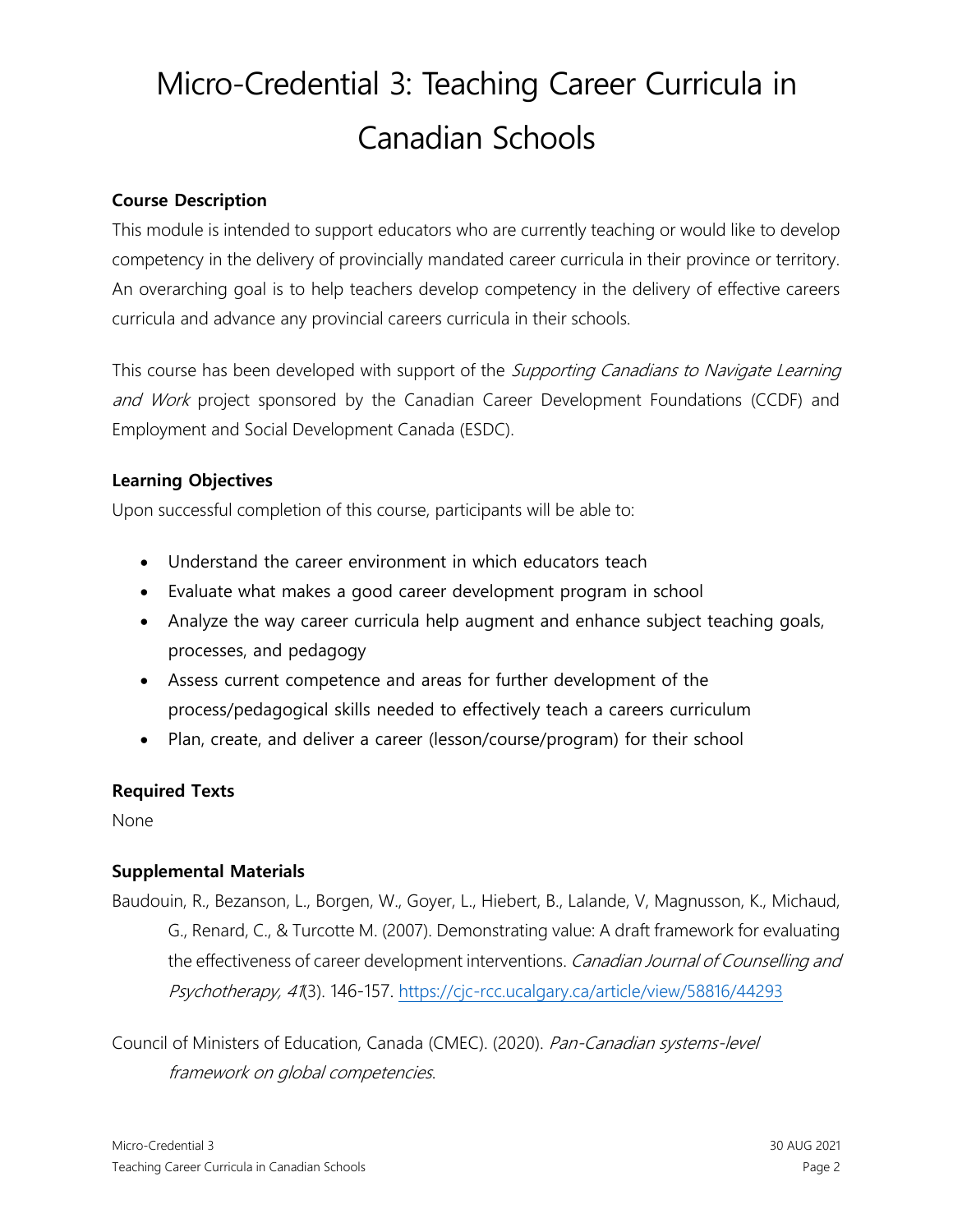# Micro-Credential 3: Teaching Career Curricula in Canadian Schools

**Course Description**

This module is intended to support educators who are currently teaching or would like to develop competency in the delivery of provincially mandated career curricula in their province or territory. An overarching goal is to help teachers develop competency in the delivery of effective careers curricula and advance any provincial careers curricula in their schools.

This course has been developed with support of the *Supporting Canadians to Navigate Learning and Work* project sponsored by the Canadian Career Development Foundations (CCDF) and Employment and Social Development Canada (ESDC).

**Learning Objectives**

Upon successful completion of this course, participants will be able to:

- Understand the career environment in which educators teach
- Evaluate what makes a good career development program in school
- Analyze the way career curricula help augment and enhance subject teaching goals, processes, and pedagogy
- Assess current competence and areas for further development of the process/pedagogical skills needed to effectively teach a careers curriculum
- Plan, create, and deliver a career (lesson/course/program) for their school

**Required Texts**

None

**Supplemental Materials**

Baudouin, R., Bezanson, L., Borgen, W., Goyer, L., Hiebert, B., Lalande, V, Magnusson, K., Michaud, G., Renard, C., & Turcotte M. (2007). Demonstrating value: A draft framework for evaluating the effectiveness of career development interventions. *Canadian Journal of Counselling and Psychotherapy, 41*(3). 146-157. https://cjc-rcc.ucalgary.ca/article/view/58816/44293

Council of Ministers of Education, Canada (CMEC). (2020). *Pan-Canadian systems-level framework on global competencies.*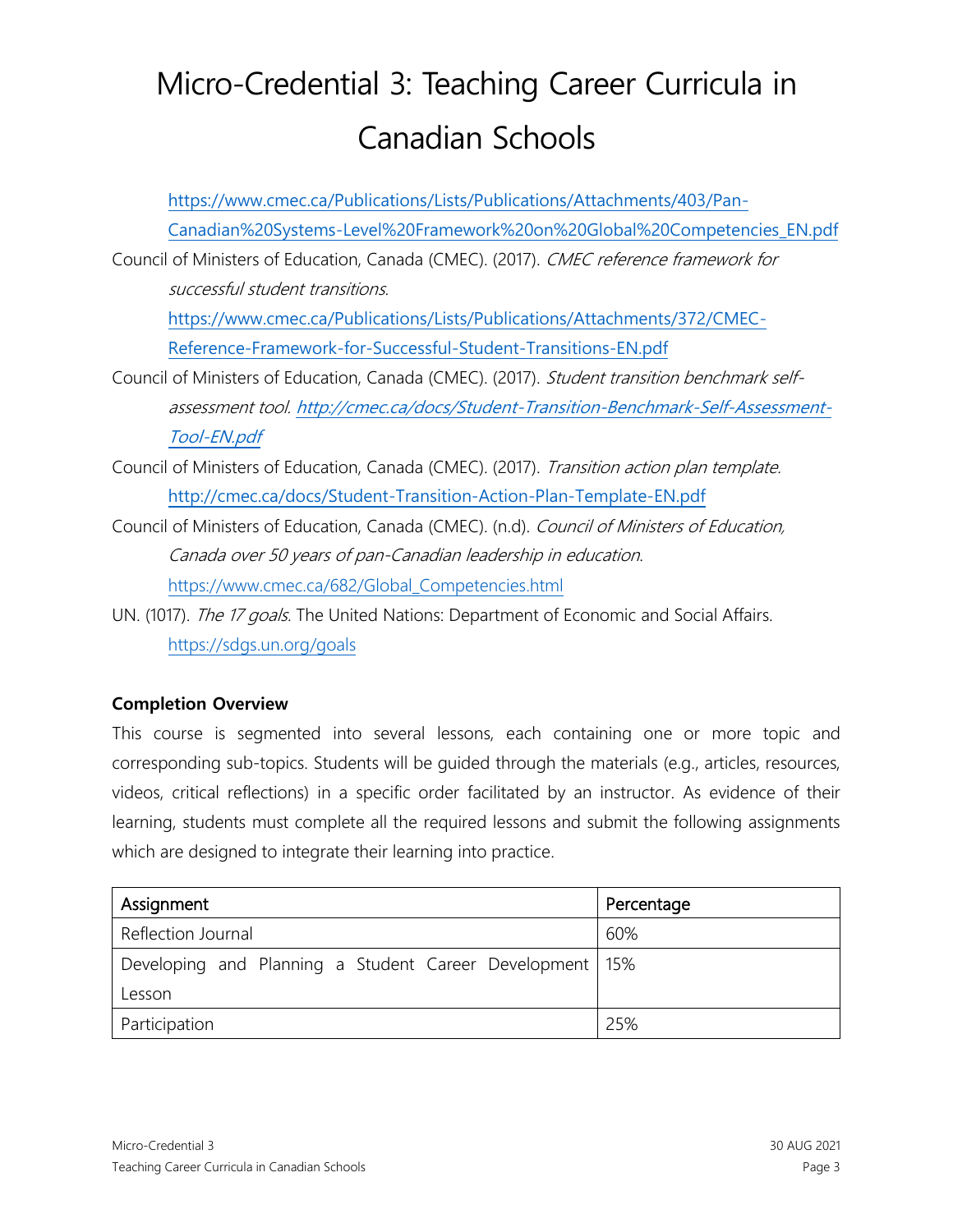# Micro-Credential 3: Teaching Career Curricula in Canadian Schools

https://www.cmec.ca/Publications/Lists/Publications/Attachments/403/Pan-Canadian%20Systems-Level%20Framework%20on%20Global%20Competencies_EN.pdf

Council of Ministers of Education, Canada (CMEC). (2017). *CMEC reference framework for successful student transitions.* https://www.cmec.ca/Publications/Lists/Publications/Attachments/372/CMEC-Reference-Framework-for-Successful-Student-Transitions-EN.pdf

Council of Ministers of Education, Canada (CMEC). (2017). *Student transition benchmark self-assessment tool. http://cmec.ca/docs/Student-Transition-Benchmark-Self-Assessment-Tool-EN.pdf*

Council of Ministers of Education, Canada (CMEC). (2017). *Transition action plan template.* http://cmec.ca/docs/Student-Transition-Action-Plan-Template-EN.pdf

Council of Ministers of Education, Canada (CMEC). (n.d). *Council of Ministers of Education, Canada over 50 years of pan-Canadian leadership in education*. https://www.cmec.ca/682/Global_Competencies.html

UN. (1017). *The 17 goals.* The United Nations: Department of Economic and Social Affairs. https://sdgs.un.org/goals

**Completion Overview**

This course is segmented into several lessons, each containing one or more topic and corresponding sub-topics. Students will be guided through the materials (e.g., articles, resources, videos, critical reflections) in a specific order facilitated by an instructor. As evidence of their learning, students must complete all the required lessons and submit the following assignments which are designed to integrate their learning into practice.

| Assignment | Percentage |
| --- | --- |
| Reflection Journal | 60% |
| Developing and Planning a Student Career Development Lesson | 15% |
| Participation | 25% |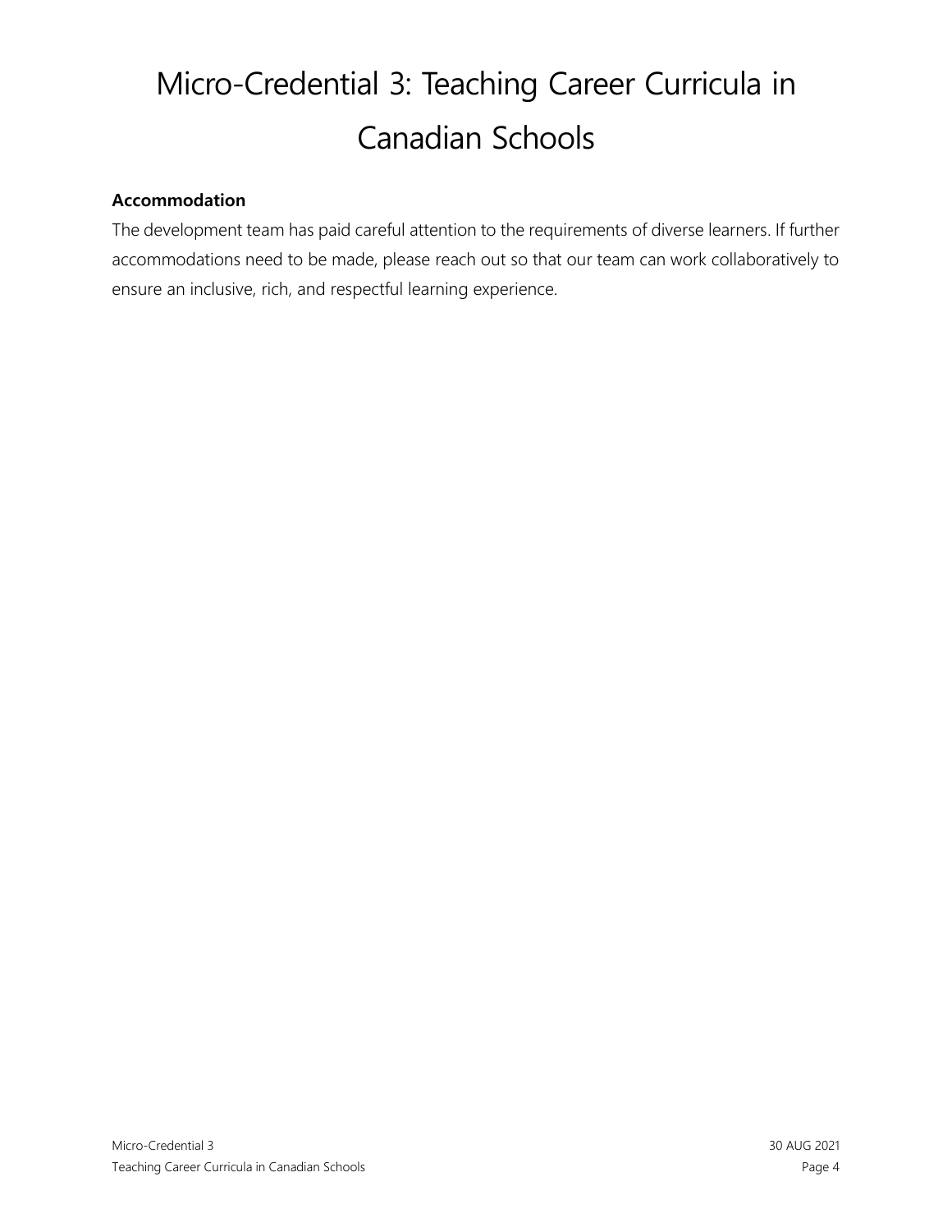# Micro-Credential 3: Teaching Career Curricula in Canadian Schools

**Accommodation**

The development team has paid careful attention to the requirements of diverse learners. If further accommodations need to be made, please reach out so that our team can work collaboratively to ensure an inclusive, rich, and respectful learning experience.